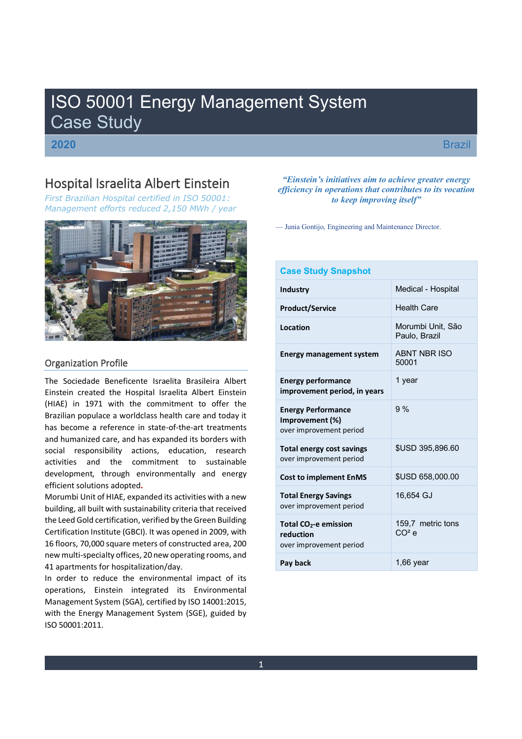# ISO 50001 Energy Management System Case Study

**2020** Brazil

## Hospital Israelita Albert Einstein

*First Brazilian Hospital certified in ISO 50001: Management efforts reduced 2,150 MWh / year*

> *"Einstein's initiatives aim to achieve greater energy efficiency in operations that contributes to its vocation to keep improving itself"*
>
> — Junia Gontijo, Engineering and Maintenance Director.

### Organization Profile

The Sociedade Beneficente Israelita Brasileira Albert Einstein created the Hospital Israelita Albert Einstein (HIAE) in 1971 with the commitment to offer the Brazilian populace a worldclass health care and today it has become a reference in state-of-the-art treatments and humanized care, and has expanded its borders with social responsibility actions, education, research activities and the commitment to sustainable development, through environmentally and energy efficient solutions adopted.

Morumbi Unit of HIAE, expanded its activities with a new building, all built with sustainability criteria that received the Leed Gold certification, verified by the Green Building Certification Institute (GBCI). It was opened in 2009, with 16 floors, 70,000 square meters of constructed area, 200 new multi-specialty offices, 20 new operating rooms, and 41 apartments for hospitalization/day.

In order to reduce the environmental impact of its operations, Einstein integrated its Environmental Management System (SGA), certified by ISO 14001:2015, with the Energy Management System (SGE), guided by ISO 50001:2011.

| Case Study Snapshot | |
|---|---|
| **Industry** | Medical - Hospital |
| **Product/Service** | Health Care |
| **Location** | Morumbi Unit, São Paulo, Brazil |
| **Energy management system** | ABNT NBR ISO 50001 |
| **Energy performance improvement period, in years** | 1 year |
| **Energy Performance Improvement (%)** over improvement period | 9 % |
| **Total energy cost savings** over improvement period | $USD 395,896.60 |
| **Cost to implement EnMS** | $USD 658,000.00 |
| **Total Energy Savings** over improvement period | 16,654 GJ |
| **Total $CO_2$-e emission reduction** over improvement period | 159,7 metric tons $CO^2$ e |
| **Pay back** | 1,66 year |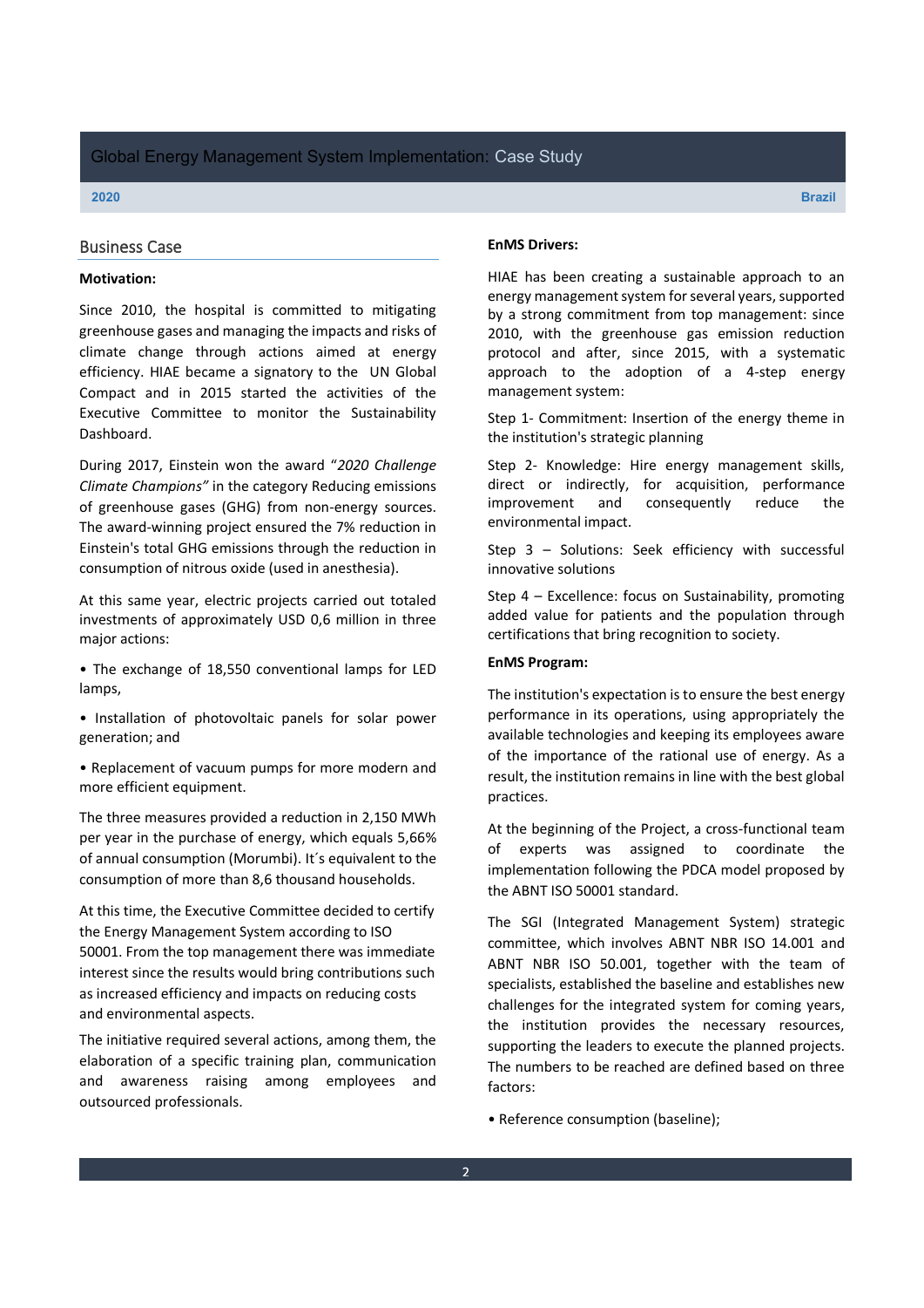Global Energy Management System Implementation: Case Study

**2020** **Brazil**

## Business Case

**Motivation:**

Since 2010, the hospital is committed to mitigating greenhouse gases and managing the impacts and risks of climate change through actions aimed at energy efficiency. HIAE became a signatory to the UN Global Compact and in 2015 started the activities of the Executive Committee to monitor the Sustainability Dashboard.

During 2017, Einstein won the award "*2020 Challenge Climate Champions"* in the category Reducing emissions of greenhouse gases (GHG) from non-energy sources. The award-winning project ensured the 7% reduction in Einstein's total GHG emissions through the reduction in consumption of nitrous oxide (used in anesthesia).

At this same year, electric projects carried out totaled investments of approximately USD 0,6 million in three major actions:

• The exchange of 18,550 conventional lamps for LED lamps,

• Installation of photovoltaic panels for solar power generation; and

• Replacement of vacuum pumps for more modern and more efficient equipment.

The three measures provided a reduction in 2,150 MWh per year in the purchase of energy, which equals 5,66% of annual consumption (Morumbi). It´s equivalent to the consumption of more than 8,6 thousand households.

At this time, the Executive Committee decided to certify the Energy Management System according to ISO 50001. From the top management there was immediate interest since the results would bring contributions such as increased efficiency and impacts on reducing costs and environmental aspects.

The initiative required several actions, among them, the elaboration of a specific training plan, communication and awareness raising among employees and outsourced professionals.

**EnMS Drivers:**

HIAE has been creating a sustainable approach to an energy management system for several years, supported by a strong commitment from top management: since 2010, with the greenhouse gas emission reduction protocol and after, since 2015, with a systematic approach to the adoption of a 4-step energy management system:

Step 1- Commitment: Insertion of the energy theme in the institution's strategic planning

Step 2- Knowledge: Hire energy management skills, direct or indirectly, for acquisition, performance improvement and consequently reduce the environmental impact.

Step 3 – Solutions: Seek efficiency with successful innovative solutions

Step 4 – Excellence: focus on Sustainability, promoting added value for patients and the population through certifications that bring recognition to society.

**EnMS Program:**

The institution's expectation is to ensure the best energy performance in its operations, using appropriately the available technologies and keeping its employees aware of the importance of the rational use of energy. As a result, the institution remains in line with the best global practices.

At the beginning of the Project, a cross-functional team of experts was assigned to coordinate the implementation following the PDCA model proposed by the ABNT ISO 50001 standard.

The SGI (Integrated Management System) strategic committee, which involves ABNT NBR ISO 14.001 and ABNT NBR ISO 50.001, together with the team of specialists, established the baseline and establishes new challenges for the integrated system for coming years, the institution provides the necessary resources, supporting the leaders to execute the planned projects. The numbers to be reached are defined based on three factors:

• Reference consumption (baseline);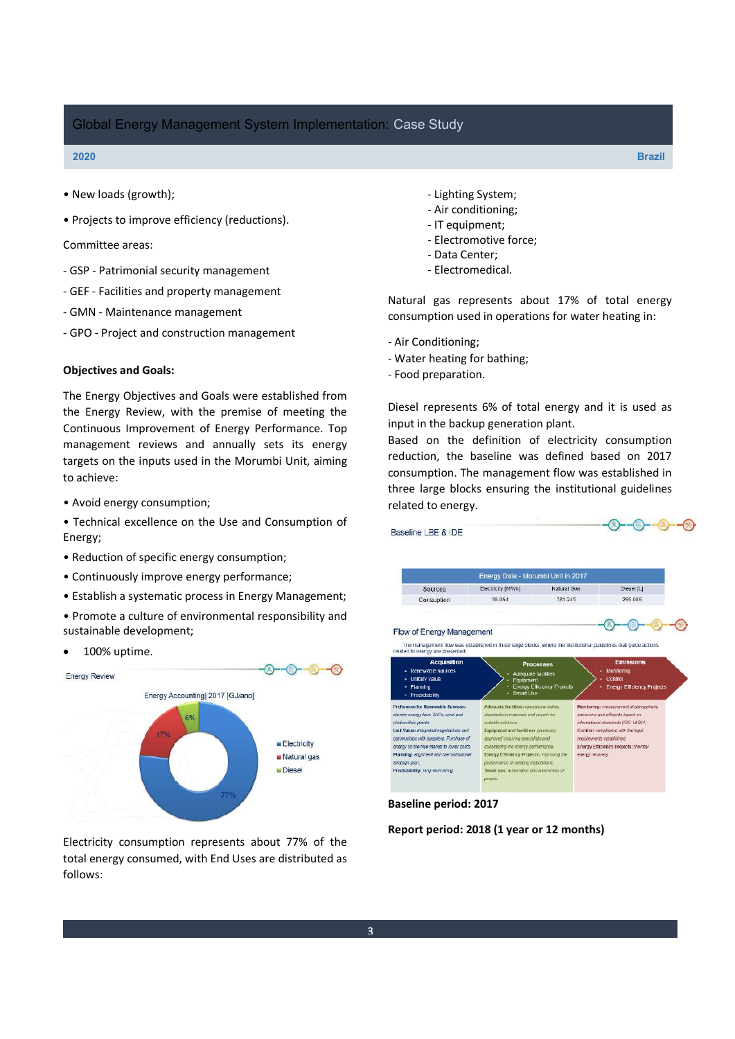- New loads (growth);
- Projects to improve efficiency (reductions).

Committee areas:

- GSP - Patrimonial security management
- GEF - Facilities and property management
- GMN - Maintenance management
- GPO - Project and construction management

**Objectives and Goals:**

The Energy Objectives and Goals were established from the Energy Review, with the premise of meeting the Continuous Improvement of Energy Performance. Top management reviews and annually sets its energy targets on the inputs used in the Morumbi Unit, aiming to achieve:

- Avoid energy consumption;
- Technical excellence on the Use and Consumption of Energy;
- Reduction of specific energy consumption;
- Continuously improve energy performance;
- Establish a systematic process in Energy Management;
- Promote a culture of environmental responsibility and sustainable development;
- 100% uptime.

Energy Review

Energy Accounting| 2017 [GJ/ano]

- Electricity: 77%
- Natural gas: 17%
- Diesel: 6%

Electricity consumption represents about 77% of the total energy consumed, with End Uses are distributed as follows:

- Lighting System;
- Air conditioning;
- IT equipment;
- Electromotive force;
- Data Center;
- Electromedical.

Natural gas represents about 17% of total energy consumption used in operations for water heating in:

- Air Conditioning;
- Water heating for bathing;
- Food preparation.

Diesel represents 6% of total energy and it is used as input in the backup generation plant.

Based on the definition of electricity consumption reduction, the baseline was defined based on 2017 consumption. The management flow was established in three large blocks ensuring the institutional guidelines related to energy.

Baseline LBE & IDE

| Energy Data - Morumbi Unit in 2017 | | | |
|---|---|---|---|
| Sources | Electricity [MWh] | Natural Gas | Diesel [L] |
| Consuption | 38.054 | 781.245 | 295.086 |

Flow of Energy Management

The management flow was established in three large blocks, where the institutional guidelines that guide actions related to energy are presented.

| Acquisition | Processes | Emissions |
|---|---|---|
| Renewable Sources; Unitary value; Planning; Predictability | Adequate facilities; Equipment; Energy Efficiency Projects; Smart Use | Monitoring; Control; Energy Efficiency Projects |
| **Preference for Renewable Sources:** electric energy from SHPs, wind and photovoltaic plants. **Unit Value:** integrated negotiations and partnerships with suppliers. Purchase of energy on the free market to lower costs. **Planning:** alignment with the institutional strategic plan. **Predictability:** long-term hiring. | **Adequate facilities:** operational safety, standards in materials and search for suitable solutions. **Equipment and facilities:** previously approved involving specialists and considering the energy performance. **Energy Efficiency Projects:** improving the performance of existing installations. **Smart use:** automation and awareness of people. | **Monitoring:** measurement of atmospheric emissions and effluents based on international standards (ISO 14.064). **Control:** compliance with the legal requirements established. **Energy Efficiency Projects:** thermal energy recovery. |

**Baseline period: 2017**

**Report period: 2018 (1 year or 12 months)**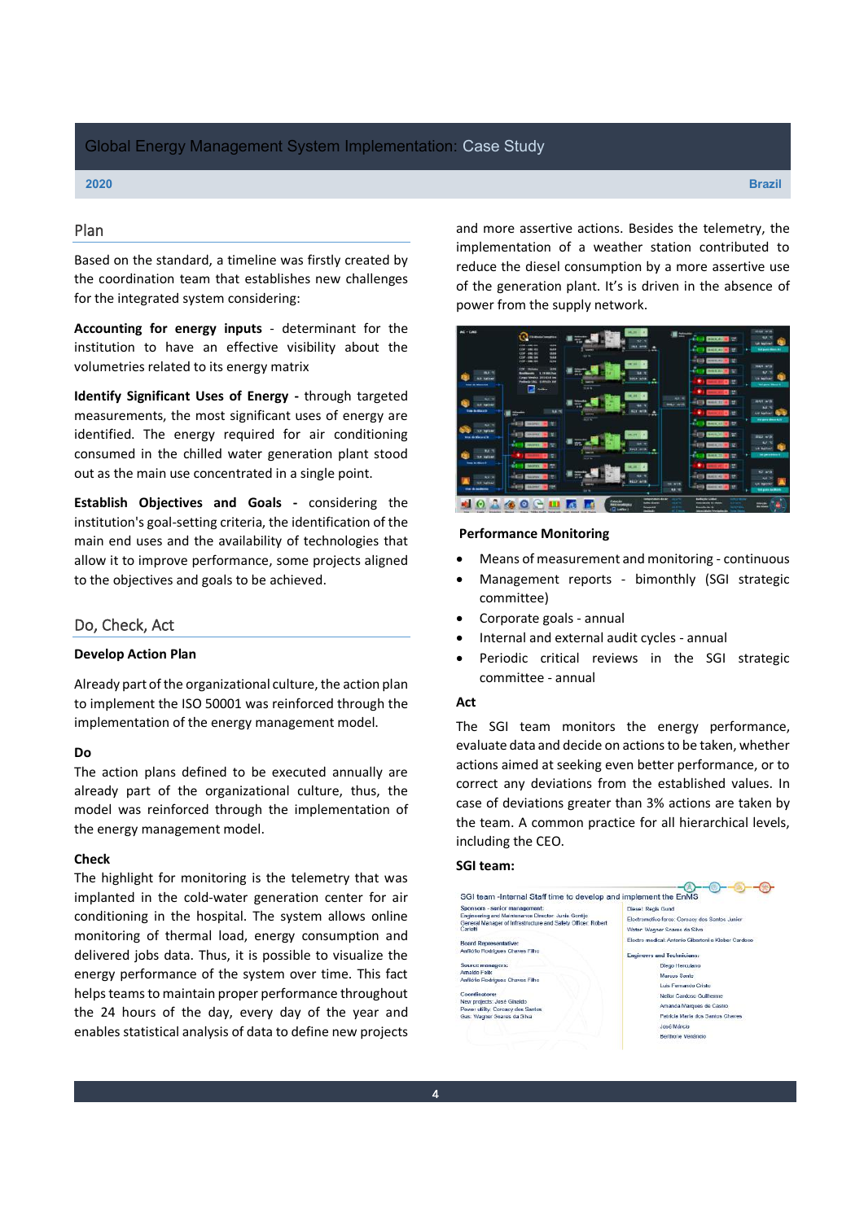## Plan

Based on the standard, a timeline was firstly created by the coordination team that establishes new challenges for the integrated system considering:

**Accounting for energy inputs** - determinant for the institution to have an effective visibility about the volumetries related to its energy matrix

**Identify Significant Uses of Energy -** through targeted measurements, the most significant uses of energy are identified. The energy required for air conditioning consumed in the chilled water generation plant stood out as the main use concentrated in a single point.

**Establish Objectives and Goals -** considering the institution's goal-setting criteria, the identification of the main end uses and the availability of technologies that allow it to improve performance, some projects aligned to the objectives and goals to be achieved.

## Do, Check, Act

**Develop Action Plan**

Already part of the organizational culture, the action plan to implement the ISO 50001 was reinforced through the implementation of the energy management model.

**Do**

The action plans defined to be executed annually are already part of the organizational culture, thus, the model was reinforced through the implementation of the energy management model.

**Check**

The highlight for monitoring is the telemetry that was implanted in the cold-water generation center for air conditioning in the hospital. The system allows online monitoring of thermal load, energy consumption and delivered jobs data. Thus, it is possible to visualize the energy performance of the system over time. This fact helps teams to maintain proper performance throughout the 24 hours of the day, every day of the year and enables statistical analysis of data to define new projects and more assertive actions. Besides the telemetry, the implementation of a weather station contributed to reduce the diesel consumption by a more assertive use of the generation plant. It's is driven in the absence of power from the supply network.

**Performance Monitoring**

- Means of measurement and monitoring - continuous
- Management reports - bimonthly (SGI strategic committee)
- Corporate goals - annual
- Internal and external audit cycles - annual
- Periodic critical reviews in the SGI strategic committee - annual

**Act**

The SGI team monitors the energy performance, evaluate data and decide on actions to be taken, whether actions aimed at seeking even better performance, or to correct any deviations from the established values. In case of deviations greater than 3% actions are taken by the team. A common practice for all hierarchical levels, including the CEO.

**SGI team:**

SGI team -Internal Staff time to develop and implement the EnMS

Sponsors - senior management:
Engineering and Maintenance Director: Junia Gontijo
General Manager of Infrastructure and Safety Officer: Robert Cariatti

Board Representative:
Anfilófio Rodrigues Chaves Filho

Source managers:
Amaldo Felix
Anfilófio Rodrigues Chaves Filho

Coordinators:
New projects: José Giraldo
Power utility: Corocoy dos Santos
Gas: Wagner Soares da Silva

Diesel: Regis Gund
Electromotive force: Corocoy dos Santos Junior
Water: Wagner Soares da Silva
Electro medical: Antonio Gibertoni e Kleber Cardoso

Engineers and Technicians:
Diego Herculano
Marcos Santo
Luis Fernando Cristo
Nellor Cardoso Guilherme
Amanda Marques de Castro
Patrícia Maria dos Santos Chaves
José Márcio
Bertholle Venâncio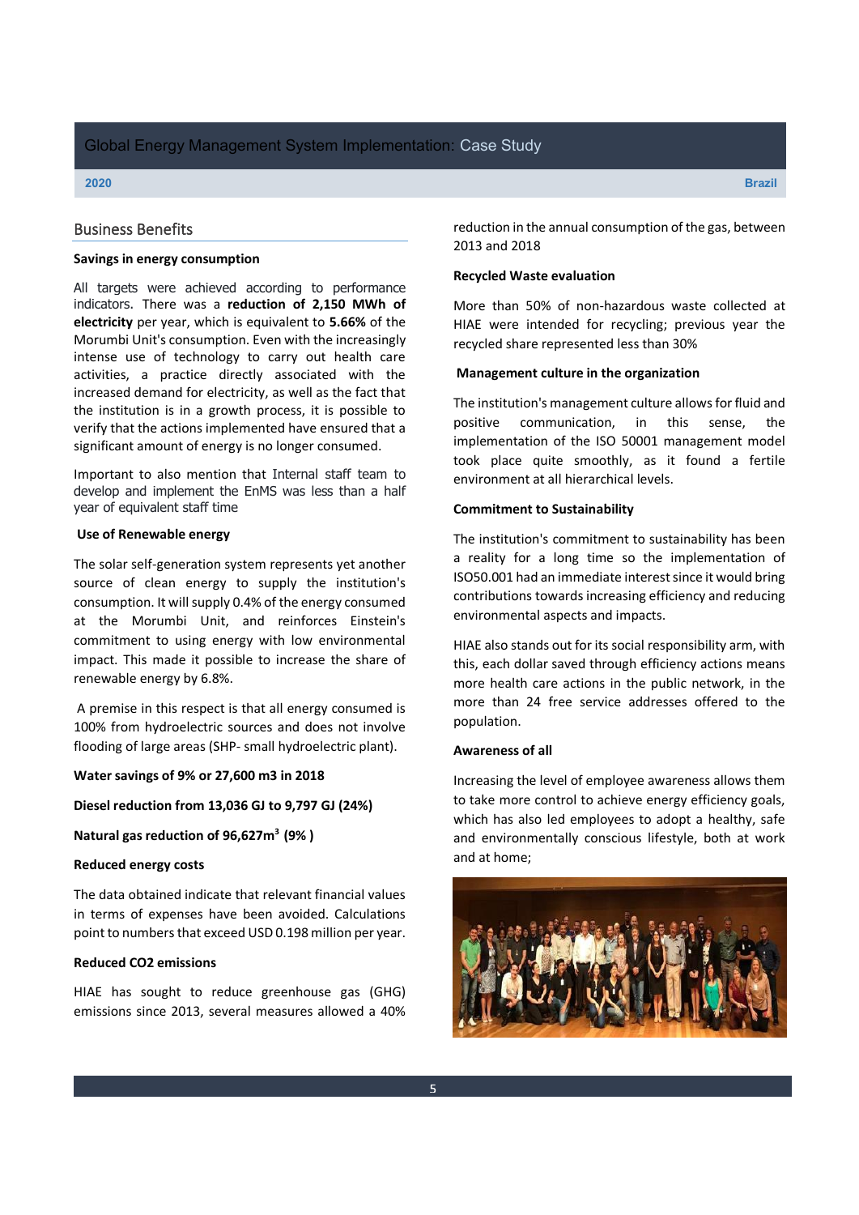## Business Benefits

**Savings in energy consumption**

All targets were achieved according to performance indicators. There was a **reduction of 2,150 MWh of electricity** per year, which is equivalent to **5.66%** of the Morumbi Unit's consumption. Even with the increasingly intense use of technology to carry out health care activities, a practice directly associated with the increased demand for electricity, as well as the fact that the institution is in a growth process, it is possible to verify that the actions implemented have ensured that a significant amount of energy is no longer consumed.

Important to also mention that Internal staff team to develop and implement the EnMS was less than a half year of equivalent staff time

**Use of Renewable energy**

The solar self-generation system represents yet another source of clean energy to supply the institution's consumption. It will supply 0.4% of the energy consumed at the Morumbi Unit, and reinforces Einstein's commitment to using energy with low environmental impact. This made it possible to increase the share of renewable energy by 6.8%.

A premise in this respect is that all energy consumed is 100% from hydroelectric sources and does not involve flooding of large areas (SHP- small hydroelectric plant).

**Water savings of 9% or 27,600 m3 in 2018**

**Diesel reduction from 13,036 GJ to 9,797 GJ (24%)**

**Natural gas reduction of 96,627m$^3$ (9% )**

**Reduced energy costs**

The data obtained indicate that relevant financial values in terms of expenses have been avoided. Calculations point to numbers that exceed USD 0.198 million per year.

**Reduced CO2 emissions**

HIAE has sought to reduce greenhouse gas (GHG) emissions since 2013, several measures allowed a 40% reduction in the annual consumption of the gas, between 2013 and 2018

**Recycled Waste evaluation**

More than 50% of non-hazardous waste collected at HIAE were intended for recycling; previous year the recycled share represented less than 30%

**Management culture in the organization**

The institution's management culture allows for fluid and positive communication, in this sense, the implementation of the ISO 50001 management model took place quite smoothly, as it found a fertile environment at all hierarchical levels.

**Commitment to Sustainability**

The institution's commitment to sustainability has been a reality for a long time so the implementation of ISO50.001 had an immediate interest since it would bring contributions towards increasing efficiency and reducing environmental aspects and impacts.

HIAE also stands out for its social responsibility arm, with this, each dollar saved through efficiency actions means more health care actions in the public network, in the more than 24 free service addresses offered to the population.

**Awareness of all**

Increasing the level of employee awareness allows them to take more control to achieve energy efficiency goals, which has also led employees to adopt a healthy, safe and environmentally conscious lifestyle, both at work and at home;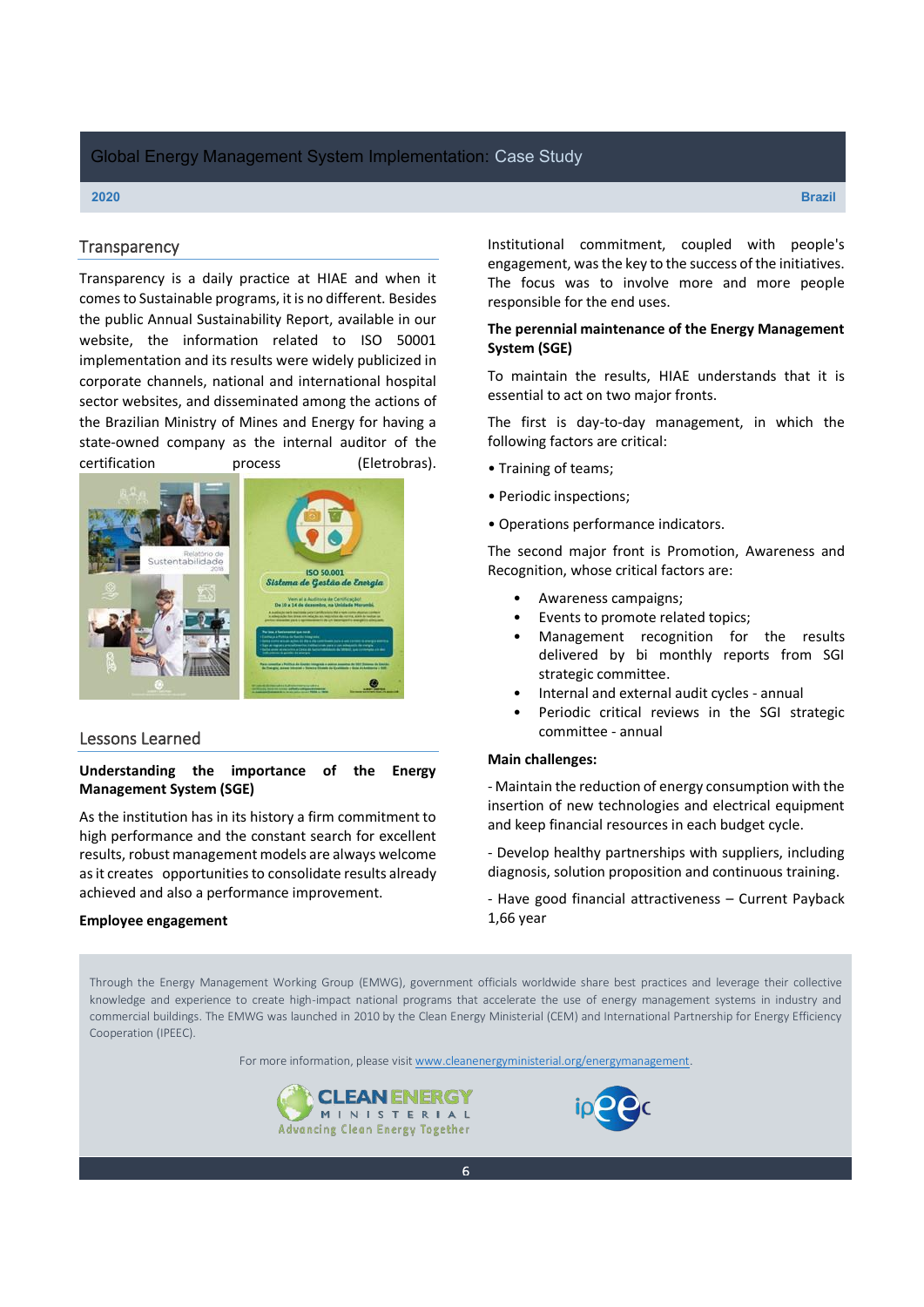## Transparency

Transparency is a daily practice at HIAE and when it comes to Sustainable programs, it is no different. Besides the public Annual Sustainability Report, available in our website, the information related to ISO 50001 implementation and its results were widely publicized in corporate channels, national and international hospital sector websites, and disseminated among the actions of the Brazilian Ministry of Mines and Energy for having a state-owned company as the internal auditor of the certification process (Eletrobras).

## Lessons Learned

**Understanding the importance of the Energy Management System (SGE)**

As the institution has in its history a firm commitment to high performance and the constant search for excellent results, robust management models are always welcome as it creates opportunities to consolidate results already achieved and also a performance improvement.

**Employee engagement**

Institutional commitment, coupled with people's engagement, was the key to the success of the initiatives. The focus was to involve more and more people responsible for the end uses.

**The perennial maintenance of the Energy Management System (SGE)**

To maintain the results, HIAE understands that it is essential to act on two major fronts.

The first is day-to-day management, in which the following factors are critical:

- Training of teams;
- Periodic inspections;
- Operations performance indicators.

The second major front is Promotion, Awareness and Recognition, whose critical factors are:

- Awareness campaigns;
- Events to promote related topics;
- Management recognition for the results delivered by bi monthly reports from SGI strategic committee.
- Internal and external audit cycles - annual
- Periodic critical reviews in the SGI strategic committee - annual

**Main challenges:**

- Maintain the reduction of energy consumption with the insertion of new technologies and electrical equipment and keep financial resources in each budget cycle.

- Develop healthy partnerships with suppliers, including diagnosis, solution proposition and continuous training.

- Have good financial attractiveness – Current Payback 1,66 year

Through the Energy Management Working Group (EMWG), government officials worldwide share best practices and leverage their collective knowledge and experience to create high-impact national programs that accelerate the use of energy management systems in industry and commercial buildings. The EMWG was launched in 2010 by the Clean Energy Ministerial (CEM) and International Partnership for Energy Efficiency Cooperation (IPEEC).

For more information, please visit www.cleanenergyministerial.org/energymanagement.